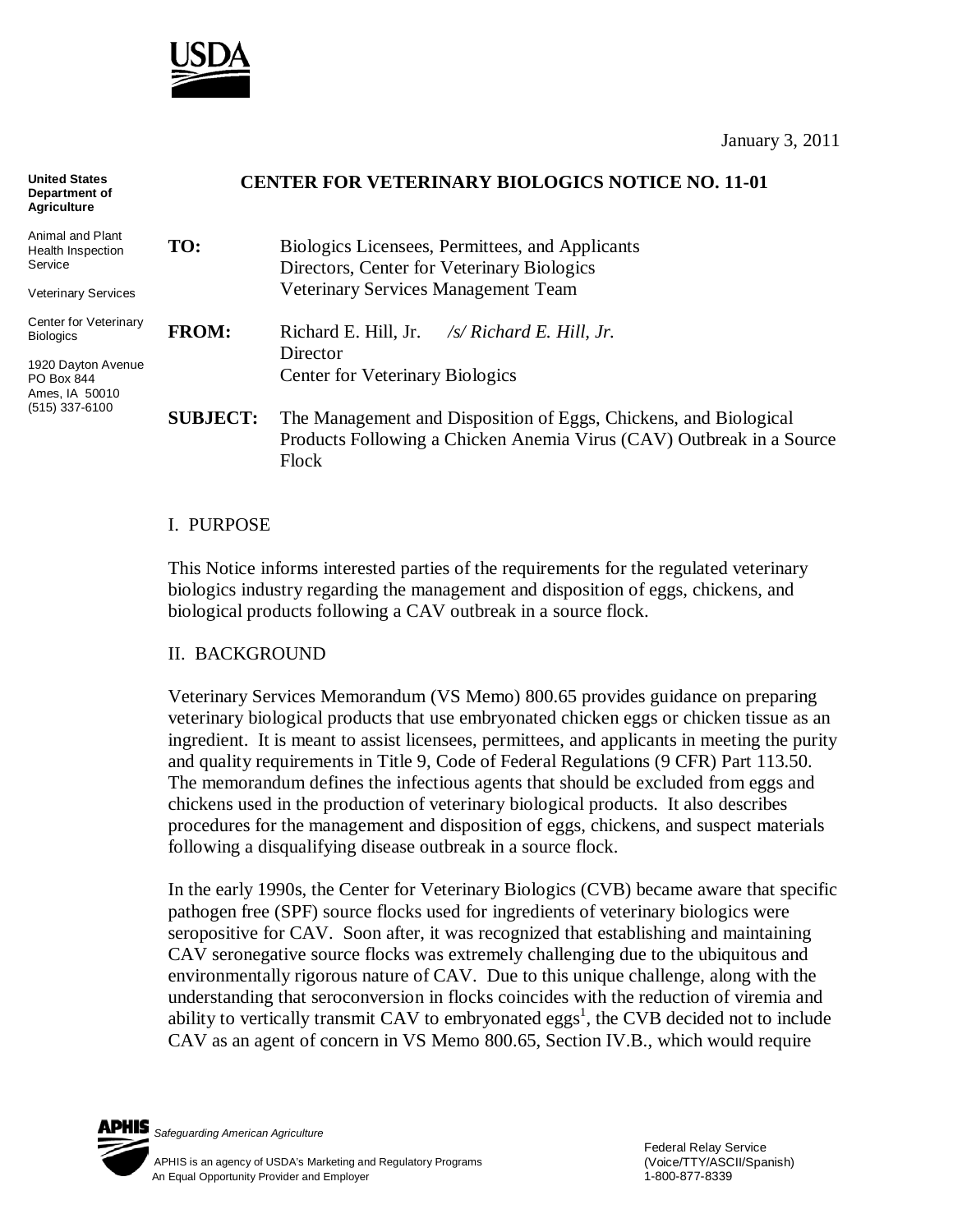January 3, 2011

**United States Department of Agriculture**

Animal and Plant Health Inspection Service

Veterinary Services

Center for Veterinary Biologics

1920 Dayton Avenue
PO Box 844
Ames, IA 50010
(515) 337-6100

# CENTER FOR VETERINARY BIOLOGICS NOTICE NO. 11-01

**TO:** Biologics Licensees, Permittees, and Applicants
Directors, Center for Veterinary Biologics
Veterinary Services Management Team

**FROM:** Richard E. Hill, Jr. */s/ Richard E. Hill, Jr.*
Director
Center for Veterinary Biologics

**SUBJECT:** The Management and Disposition of Eggs, Chickens, and Biological Products Following a Chicken Anemia Virus (CAV) Outbreak in a Source Flock

## I. PURPOSE

This Notice informs interested parties of the requirements for the regulated veterinary biologics industry regarding the management and disposition of eggs, chickens, and biological products following a CAV outbreak in a source flock.

## II. BACKGROUND

Veterinary Services Memorandum (VS Memo) 800.65 provides guidance on preparing veterinary biological products that use embryonated chicken eggs or chicken tissue as an ingredient. It is meant to assist licensees, permittees, and applicants in meeting the purity and quality requirements in Title 9, Code of Federal Regulations (9 CFR) Part 113.50. The memorandum defines the infectious agents that should be excluded from eggs and chickens used in the production of veterinary biological products. It also describes procedures for the management and disposition of eggs, chickens, and suspect materials following a disqualifying disease outbreak in a source flock.

In the early 1990s, the Center for Veterinary Biologics (CVB) became aware that specific pathogen free (SPF) source flocks used for ingredients of veterinary biologics were seropositive for CAV. Soon after, it was recognized that establishing and maintaining CAV seronegative source flocks was extremely challenging due to the ubiquitous and environmentally rigorous nature of CAV. Due to this unique challenge, along with the understanding that seroconversion in flocks coincides with the reduction of viremia and ability to vertically transmit CAV to embryonated eggs[1], the CVB decided not to include CAV as an agent of concern in VS Memo 800.65, Section IV.B., which would require

APHIS *Safeguarding American Agriculture*

APHIS is an agency of USDA's Marketing and Regulatory Programs
An Equal Opportunity Provider and Employer

Federal Relay Service
(Voice/TTY/ASCII/Spanish)
1-800-877-8339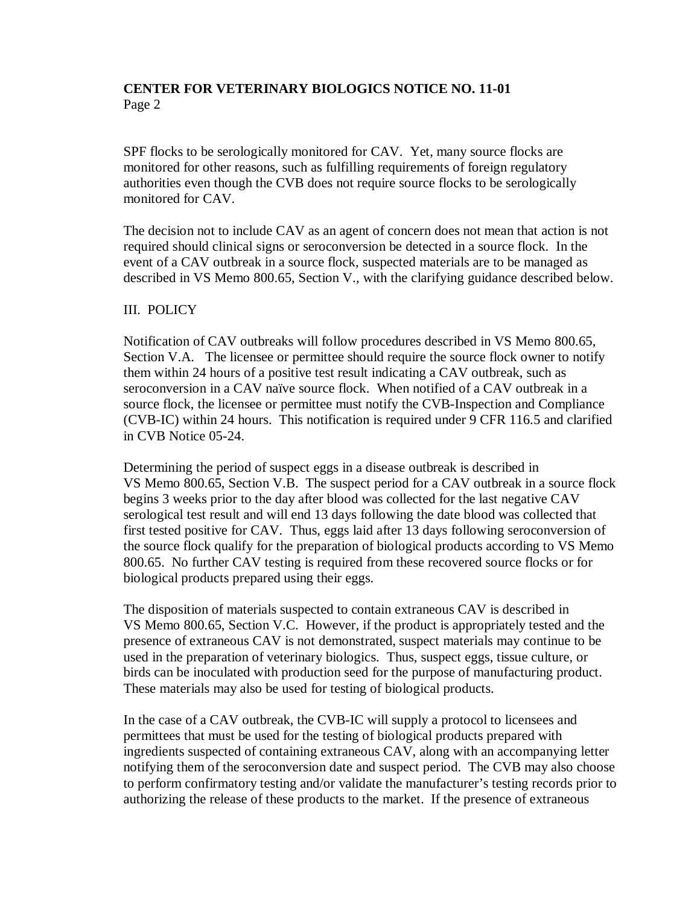SPF flocks to be serologically monitored for CAV. Yet, many source flocks are monitored for other reasons, such as fulfilling requirements of foreign regulatory authorities even though the CVB does not require source flocks to be serologically monitored for CAV.

The decision not to include CAV as an agent of concern does not mean that action is not required should clinical signs or seroconversion be detected in a source flock. In the event of a CAV outbreak in a source flock, suspected materials are to be managed as described in VS Memo 800.65, Section V., with the clarifying guidance described below.

## III. POLICY

Notification of CAV outbreaks will follow procedures described in VS Memo 800.65, Section V.A. The licensee or permittee should require the source flock owner to notify them within 24 hours of a positive test result indicating a CAV outbreak, such as seroconversion in a CAV naïve source flock. When notified of a CAV outbreak in a source flock, the licensee or permittee must notify the CVB-Inspection and Compliance (CVB-IC) within 24 hours. This notification is required under 9 CFR 116.5 and clarified in CVB Notice 05-24.

Determining the period of suspect eggs in a disease outbreak is described in VS Memo 800.65, Section V.B. The suspect period for a CAV outbreak in a source flock begins 3 weeks prior to the day after blood was collected for the last negative CAV serological test result and will end 13 days following the date blood was collected that first tested positive for CAV. Thus, eggs laid after 13 days following seroconversion of the source flock qualify for the preparation of biological products according to VS Memo 800.65. No further CAV testing is required from these recovered source flocks or for biological products prepared using their eggs.

The disposition of materials suspected to contain extraneous CAV is described in VS Memo 800.65, Section V.C. However, if the product is appropriately tested and the presence of extraneous CAV is not demonstrated, suspect materials may continue to be used in the preparation of veterinary biologics. Thus, suspect eggs, tissue culture, or birds can be inoculated with production seed for the purpose of manufacturing product. These materials may also be used for testing of biological products.

In the case of a CAV outbreak, the CVB-IC will supply a protocol to licensees and permittees that must be used for the testing of biological products prepared with ingredients suspected of containing extraneous CAV, along with an accompanying letter notifying them of the seroconversion date and suspect period. The CVB may also choose to perform confirmatory testing and/or validate the manufacturer's testing records prior to authorizing the release of these products to the market. If the presence of extraneous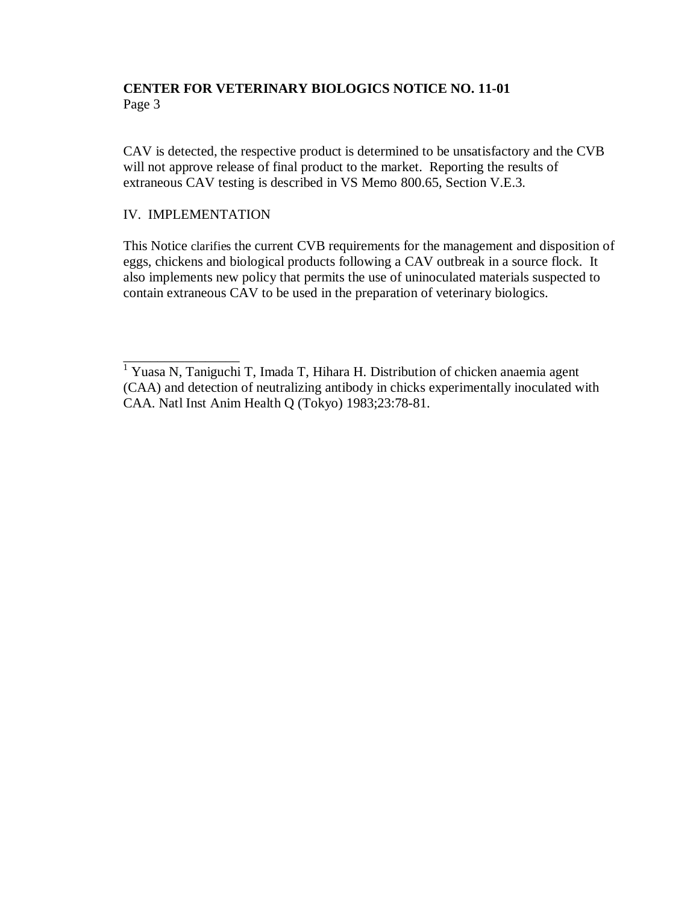CAV is detected, the respective product is determined to be unsatisfactory and the CVB will not approve release of final product to the market. Reporting the results of extraneous CAV testing is described in VS Memo 800.65, Section V.E.3.

## IV. IMPLEMENTATION

This Notice clarifies the current CVB requirements for the management and disposition of eggs, chickens and biological products following a CAV outbreak in a source flock. It also implements new policy that permits the use of uninoculated materials suspected to contain extraneous CAV to be used in the preparation of veterinary biologics.

---

[1] Yuasa N, Taniguchi T, Imada T, Hihara H. Distribution of chicken anaemia agent (CAA) and detection of neutralizing antibody in chicks experimentally inoculated with CAA. Natl Inst Anim Health Q (Tokyo) 1983;23:78-81.